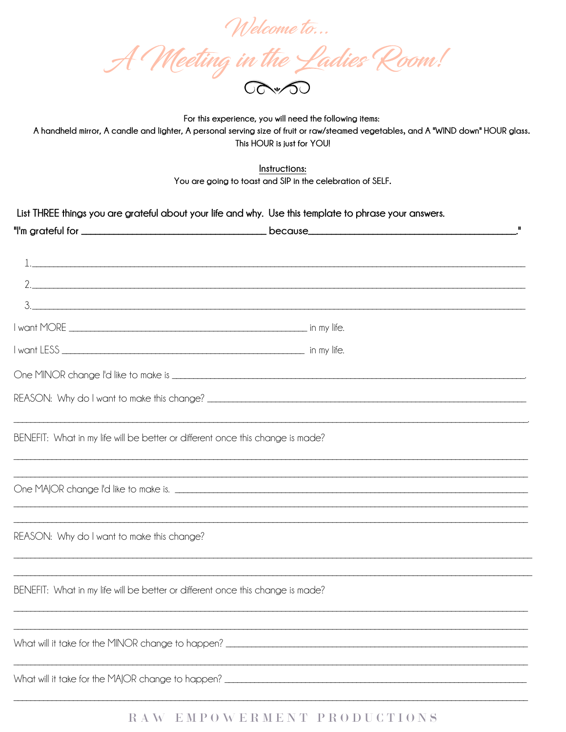# Welcome to...

# A Meeting in the Ladies Room!

**For this experience, you will need the following items:**
**A handheld mirror, A candle and lighter, A personal serving size of fruit or raw/steamed vegetables, and A "WIND down" HOUR glass.**
**This HOUR is just for YOU!**

**Instructions:**
**You are going to toast and SIP in the celebration of SELF.**

**List THREE things you are grateful about your life and why. Use this template to phrase your answers.**
**"I'm grateful for ______________________________ because______________________________."**

1. ______________________________________________________________________
2. ______________________________________________________________________
3. ______________________________________________________________________

I want MORE ________________________________________ in my life.

I want LESS ________________________________________ in my life.

One MINOR change I'd like to make is ______________________________________________________________.

REASON: Why do I want to make this change? ______________________________________________________

______________________________________________________________________________________________.

BENEFIT: What in my life will be better or different once this change is made?

______________________________________________________________________________________________

______________________________________________________________________________________________

One MAJOR change I'd like to make is. ____________________________________________________________

______________________________________________________________________________________________

______________________________________________________________________________________________

REASON: Why do I want to make this change?

______________________________________________________________________________________________

______________________________________________________________________________________________

BENEFIT: What in my life will be better or different once this change is made?

______________________________________________________________________________________________

______________________________________________________________________________________________

What will it take for the MINOR change to happen? _________________________________________________

______________________________________________________________________________________________

What will it take for the MAJOR change to happen? _________________________________________________

______________________________________________________________________________________________

RAW EMPOWERMENT PRODUCTIONS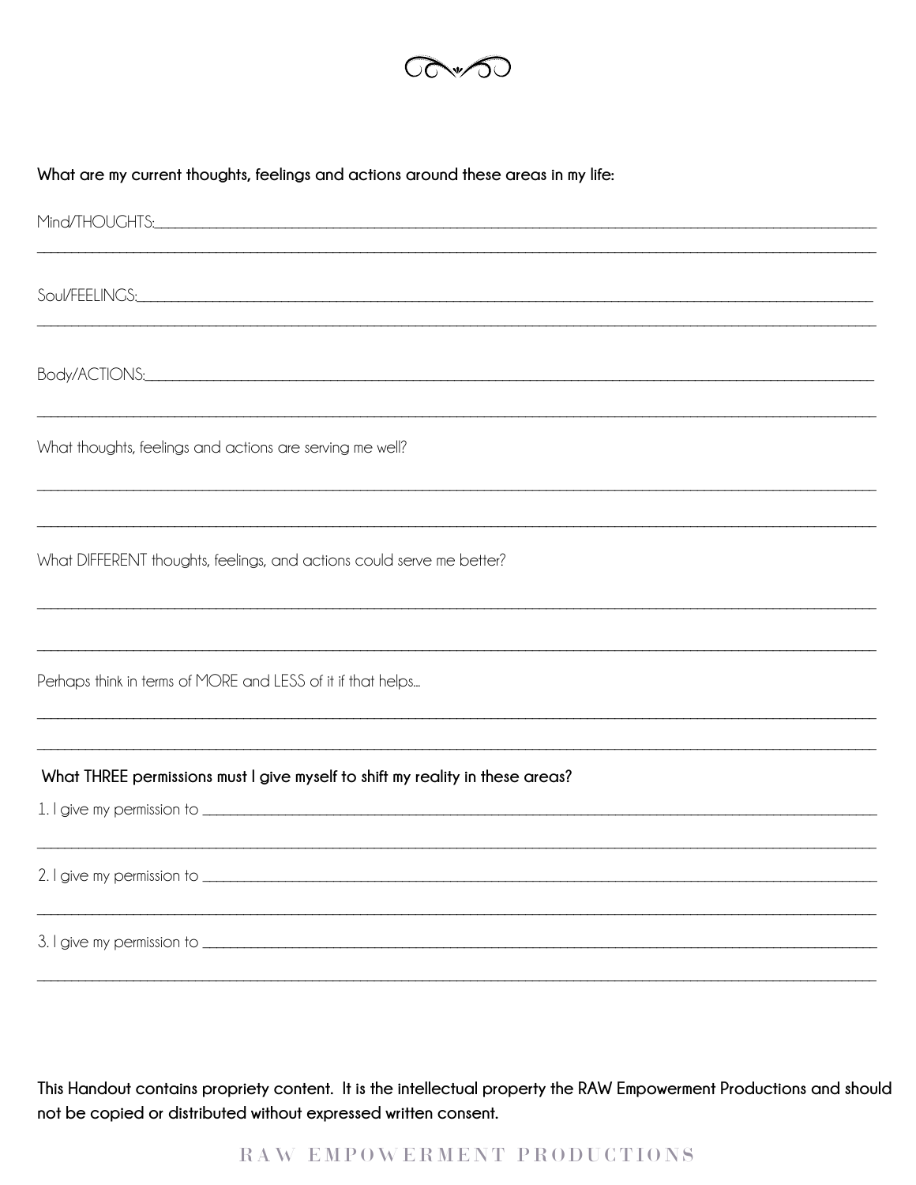**What are my current thoughts, feelings and actions around these areas in my life:**

Mind/THOUGHTS:\_\_\_\_\_\_\_\_\_\_\_\_\_\_\_\_\_\_\_\_\_\_\_\_\_\_\_\_\_\_\_\_\_\_\_\_\_\_\_\_\_\_\_\_\_\_\_\_\_\_\_\_\_\_\_\_\_\_\_\_

\_\_\_\_\_\_\_\_\_\_\_\_\_\_\_\_\_\_\_\_\_\_\_\_\_\_\_\_\_\_\_\_\_\_\_\_\_\_\_\_\_\_\_\_\_\_\_\_\_\_\_\_\_\_\_\_\_\_\_\_\_\_\_\_\_\_\_\_\_\_\_\_

Soul/FEELINGS:\_\_\_\_\_\_\_\_\_\_\_\_\_\_\_\_\_\_\_\_\_\_\_\_\_\_\_\_\_\_\_\_\_\_\_\_\_\_\_\_\_\_\_\_\_\_\_\_\_\_\_\_\_\_\_\_\_\_\_\_

\_\_\_\_\_\_\_\_\_\_\_\_\_\_\_\_\_\_\_\_\_\_\_\_\_\_\_\_\_\_\_\_\_\_\_\_\_\_\_\_\_\_\_\_\_\_\_\_\_\_\_\_\_\_\_\_\_\_\_\_\_\_\_\_\_\_\_\_\_\_\_\_

Body/ACTIONS:\_\_\_\_\_\_\_\_\_\_\_\_\_\_\_\_\_\_\_\_\_\_\_\_\_\_\_\_\_\_\_\_\_\_\_\_\_\_\_\_\_\_\_\_\_\_\_\_\_\_\_\_\_\_\_\_\_\_\_\_\_

\_\_\_\_\_\_\_\_\_\_\_\_\_\_\_\_\_\_\_\_\_\_\_\_\_\_\_\_\_\_\_\_\_\_\_\_\_\_\_\_\_\_\_\_\_\_\_\_\_\_\_\_\_\_\_\_\_\_\_\_\_\_\_\_\_\_\_\_\_\_\_\_

What thoughts, feelings and actions are serving me well?

\_\_\_\_\_\_\_\_\_\_\_\_\_\_\_\_\_\_\_\_\_\_\_\_\_\_\_\_\_\_\_\_\_\_\_\_\_\_\_\_\_\_\_\_\_\_\_\_\_\_\_\_\_\_\_\_\_\_\_\_\_\_\_\_\_\_\_\_\_\_\_\_

\_\_\_\_\_\_\_\_\_\_\_\_\_\_\_\_\_\_\_\_\_\_\_\_\_\_\_\_\_\_\_\_\_\_\_\_\_\_\_\_\_\_\_\_\_\_\_\_\_\_\_\_\_\_\_\_\_\_\_\_\_\_\_\_\_\_\_\_\_\_\_\_

What DIFFERENT thoughts, feelings, and actions could serve me better?

\_\_\_\_\_\_\_\_\_\_\_\_\_\_\_\_\_\_\_\_\_\_\_\_\_\_\_\_\_\_\_\_\_\_\_\_\_\_\_\_\_\_\_\_\_\_\_\_\_\_\_\_\_\_\_\_\_\_\_\_\_\_\_\_\_\_\_\_\_\_\_\_

\_\_\_\_\_\_\_\_\_\_\_\_\_\_\_\_\_\_\_\_\_\_\_\_\_\_\_\_\_\_\_\_\_\_\_\_\_\_\_\_\_\_\_\_\_\_\_\_\_\_\_\_\_\_\_\_\_\_\_\_\_\_\_\_\_\_\_\_\_\_\_\_

Perhaps think in terms of MORE and LESS of it if that helps...

\_\_\_\_\_\_\_\_\_\_\_\_\_\_\_\_\_\_\_\_\_\_\_\_\_\_\_\_\_\_\_\_\_\_\_\_\_\_\_\_\_\_\_\_\_\_\_\_\_\_\_\_\_\_\_\_\_\_\_\_\_\_\_\_\_\_\_\_\_\_\_\_

\_\_\_\_\_\_\_\_\_\_\_\_\_\_\_\_\_\_\_\_\_\_\_\_\_\_\_\_\_\_\_\_\_\_\_\_\_\_\_\_\_\_\_\_\_\_\_\_\_\_\_\_\_\_\_\_\_\_\_\_\_\_\_\_\_\_\_\_\_\_\_\_

**What THREE permissions must I give myself to shift my reality in these areas?**

1. I give my permission to \_\_\_\_\_\_\_\_\_\_\_\_\_\_\_\_\_\_\_\_\_\_\_\_\_\_\_\_\_\_\_\_\_\_\_\_\_\_\_\_\_\_\_\_\_\_\_\_\_\_\_\_\_\_

\_\_\_\_\_\_\_\_\_\_\_\_\_\_\_\_\_\_\_\_\_\_\_\_\_\_\_\_\_\_\_\_\_\_\_\_\_\_\_\_\_\_\_\_\_\_\_\_\_\_\_\_\_\_\_\_\_\_\_\_\_\_\_\_\_\_\_\_\_\_\_\_

2. I give my permission to \_\_\_\_\_\_\_\_\_\_\_\_\_\_\_\_\_\_\_\_\_\_\_\_\_\_\_\_\_\_\_\_\_\_\_\_\_\_\_\_\_\_\_\_\_\_\_\_\_\_\_\_\_\_

\_\_\_\_\_\_\_\_\_\_\_\_\_\_\_\_\_\_\_\_\_\_\_\_\_\_\_\_\_\_\_\_\_\_\_\_\_\_\_\_\_\_\_\_\_\_\_\_\_\_\_\_\_\_\_\_\_\_\_\_\_\_\_\_\_\_\_\_\_\_\_\_

3. I give my permission to \_\_\_\_\_\_\_\_\_\_\_\_\_\_\_\_\_\_\_\_\_\_\_\_\_\_\_\_\_\_\_\_\_\_\_\_\_\_\_\_\_\_\_\_\_\_\_\_\_\_\_\_\_\_

\_\_\_\_\_\_\_\_\_\_\_\_\_\_\_\_\_\_\_\_\_\_\_\_\_\_\_\_\_\_\_\_\_\_\_\_\_\_\_\_\_\_\_\_\_\_\_\_\_\_\_\_\_\_\_\_\_\_\_\_\_\_\_\_\_\_\_\_\_\_\_\_

**This Handout contains propriety content. It is the intellectual property the RAW Empowerment Productions and should not be copied or distributed without expressed written consent.**